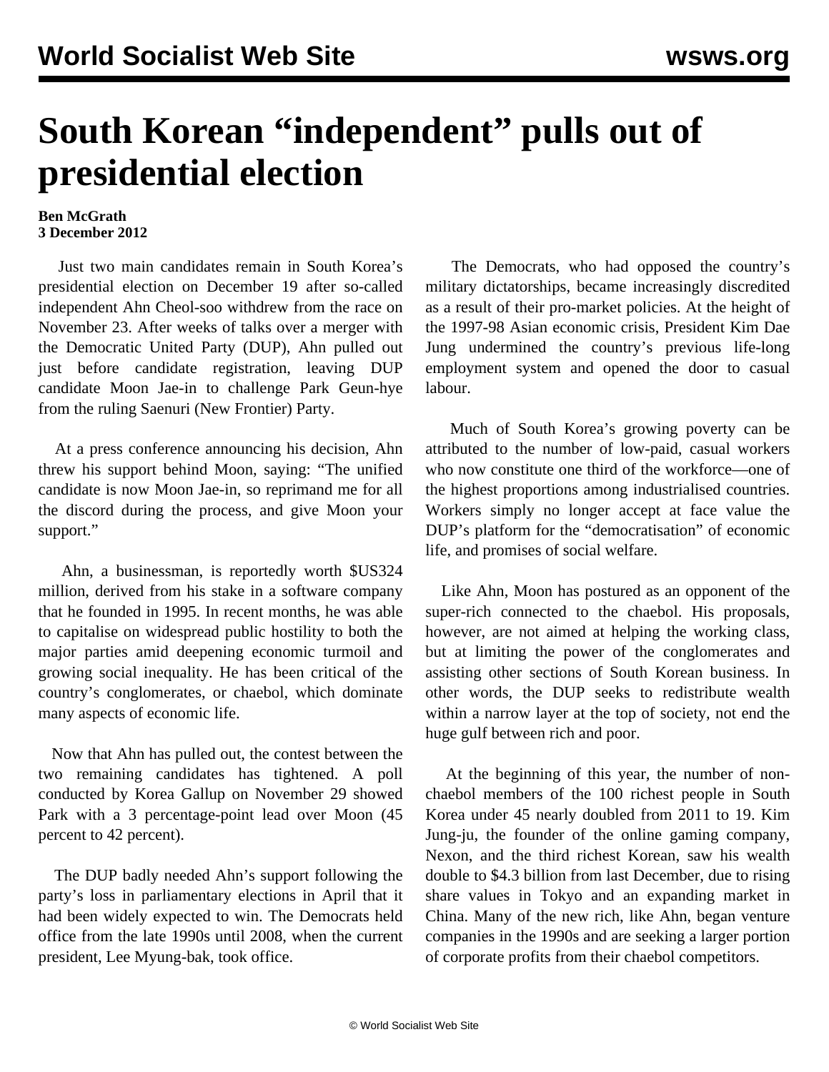# South Korean "independent" pulls out of presidential election

**Ben McGrath**
**3 December 2012**

Just two main candidates remain in South Korea's presidential election on December 19 after so-called independent Ahn Cheol-soo withdrew from the race on November 23. After weeks of talks over a merger with the Democratic United Party (DUP), Ahn pulled out just before candidate registration, leaving DUP candidate Moon Jae-in to challenge Park Geun-hye from the ruling Saenuri (New Frontier) Party.

At a press conference announcing his decision, Ahn threw his support behind Moon, saying: "The unified candidate is now Moon Jae-in, so reprimand me for all the discord during the process, and give Moon your support."

Ahn, a businessman, is reportedly worth $US324 million, derived from his stake in a software company that he founded in 1995. In recent months, he was able to capitalise on widespread public hostility to both the major parties amid deepening economic turmoil and growing social inequality. He has been critical of the country's conglomerates, or chaebol, which dominate many aspects of economic life.

Now that Ahn has pulled out, the contest between the two remaining candidates has tightened. A poll conducted by Korea Gallup on November 29 showed Park with a 3 percentage-point lead over Moon (45 percent to 42 percent).

The DUP badly needed Ahn's support following the party's loss in parliamentary elections in April that it had been widely expected to win. The Democrats held office from the late 1990s until 2008, when the current president, Lee Myung-bak, took office.

The Democrats, who had opposed the country's military dictatorships, became increasingly discredited as a result of their pro-market policies. At the height of the 1997-98 Asian economic crisis, President Kim Dae Jung undermined the country's previous life-long employment system and opened the door to casual labour.

Much of South Korea's growing poverty can be attributed to the number of low-paid, casual workers who now constitute one third of the workforce—one of the highest proportions among industrialised countries. Workers simply no longer accept at face value the DUP's platform for the "democratisation" of economic life, and promises of social welfare.

Like Ahn, Moon has postured as an opponent of the super-rich connected to the chaebol. His proposals, however, are not aimed at helping the working class, but at limiting the power of the conglomerates and assisting other sections of South Korean business. In other words, the DUP seeks to redistribute wealth within a narrow layer at the top of society, not end the huge gulf between rich and poor.

At the beginning of this year, the number of non-chaebol members of the 100 richest people in South Korea under 45 nearly doubled from 2011 to 19. Kim Jung-ju, the founder of the online gaming company, Nexon, and the third richest Korean, saw his wealth double to $4.3 billion from last December, due to rising share values in Tokyo and an expanding market in China. Many of the new rich, like Ahn, began venture companies in the 1990s and are seeking a larger portion of corporate profits from their chaebol competitors.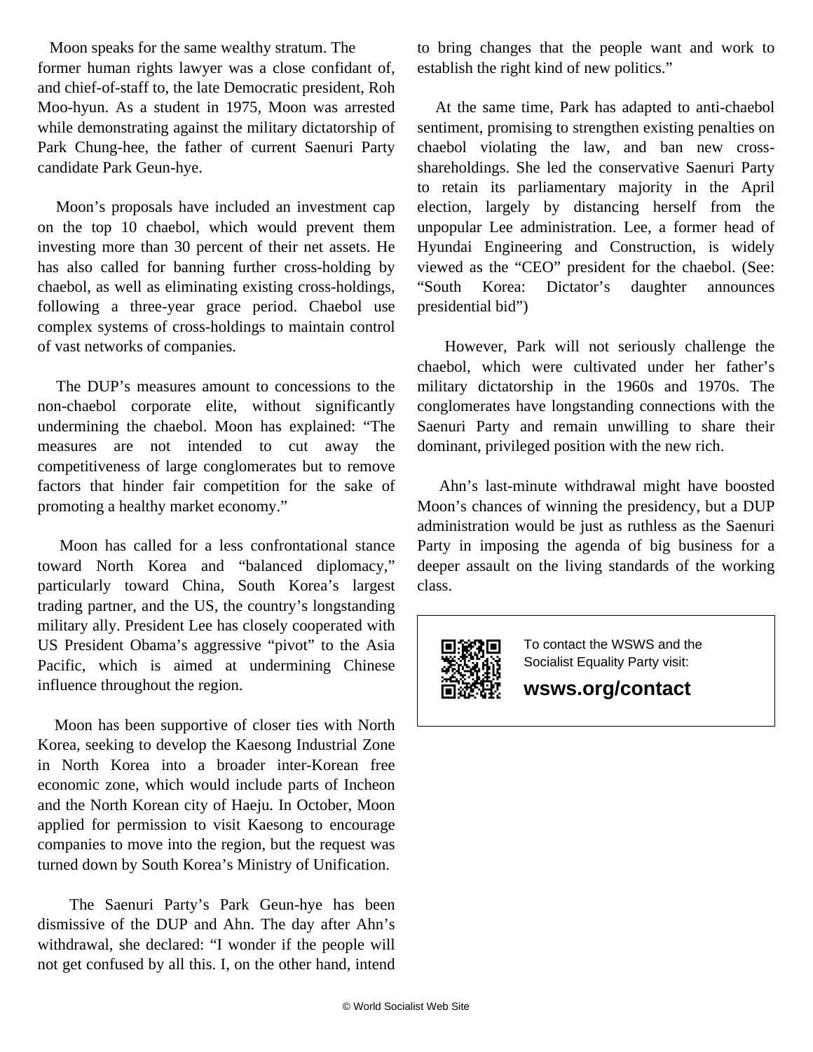Moon speaks for the same wealthy stratum. The former human rights lawyer was a close confidant of, and chief-of-staff to, the late Democratic president, Roh Moo-hyun. As a student in 1975, Moon was arrested while demonstrating against the military dictatorship of Park Chung-hee, the father of current Saenuri Party candidate Park Geun-hye.

Moon's proposals have included an investment cap on the top 10 chaebol, which would prevent them investing more than 30 percent of their net assets. He has also called for banning further cross-holding by chaebol, as well as eliminating existing cross-holdings, following a three-year grace period. Chaebol use complex systems of cross-holdings to maintain control of vast networks of companies.

The DUP's measures amount to concessions to the non-chaebol corporate elite, without significantly undermining the chaebol. Moon has explained: "The measures are not intended to cut away the competitiveness of large conglomerates but to remove factors that hinder fair competition for the sake of promoting a healthy market economy."

Moon has called for a less confrontational stance toward North Korea and "balanced diplomacy," particularly toward China, South Korea's largest trading partner, and the US, the country's longstanding military ally. President Lee has closely cooperated with US President Obama's aggressive "pivot" to the Asia Pacific, which is aimed at undermining Chinese influence throughout the region.

Moon has been supportive of closer ties with North Korea, seeking to develop the Kaesong Industrial Zone in North Korea into a broader inter-Korean free economic zone, which would include parts of Incheon and the North Korean city of Haeju. In October, Moon applied for permission to visit Kaesong to encourage companies to move into the region, but the request was turned down by South Korea's Ministry of Unification.

The Saenuri Party's Park Geun-hye has been dismissive of the DUP and Ahn. The day after Ahn's withdrawal, she declared: "I wonder if the people will not get confused by all this. I, on the other hand, intend to bring changes that the people want and work to establish the right kind of new politics."

At the same time, Park has adapted to anti-chaebol sentiment, promising to strengthen existing penalties on chaebol violating the law, and ban new cross-shareholdings. She led the conservative Saenuri Party to retain its parliamentary majority in the April election, largely by distancing herself from the unpopular Lee administration. Lee, a former head of Hyundai Engineering and Construction, is widely viewed as the "CEO" president for the chaebol. (See: "South Korea: Dictator's daughter announces presidential bid")

However, Park will not seriously challenge the chaebol, which were cultivated under her father's military dictatorship in the 1960s and 1970s. The conglomerates have longstanding connections with the Saenuri Party and remain unwilling to share their dominant, privileged position with the new rich.

Ahn's last-minute withdrawal might have boosted Moon's chances of winning the presidency, but a DUP administration would be just as ruthless as the Saenuri Party in imposing the agenda of big business for a deeper assault on the living standards of the working class.

To contact the WSWS and the Socialist Equality Party visit:

**wsws.org/contact**